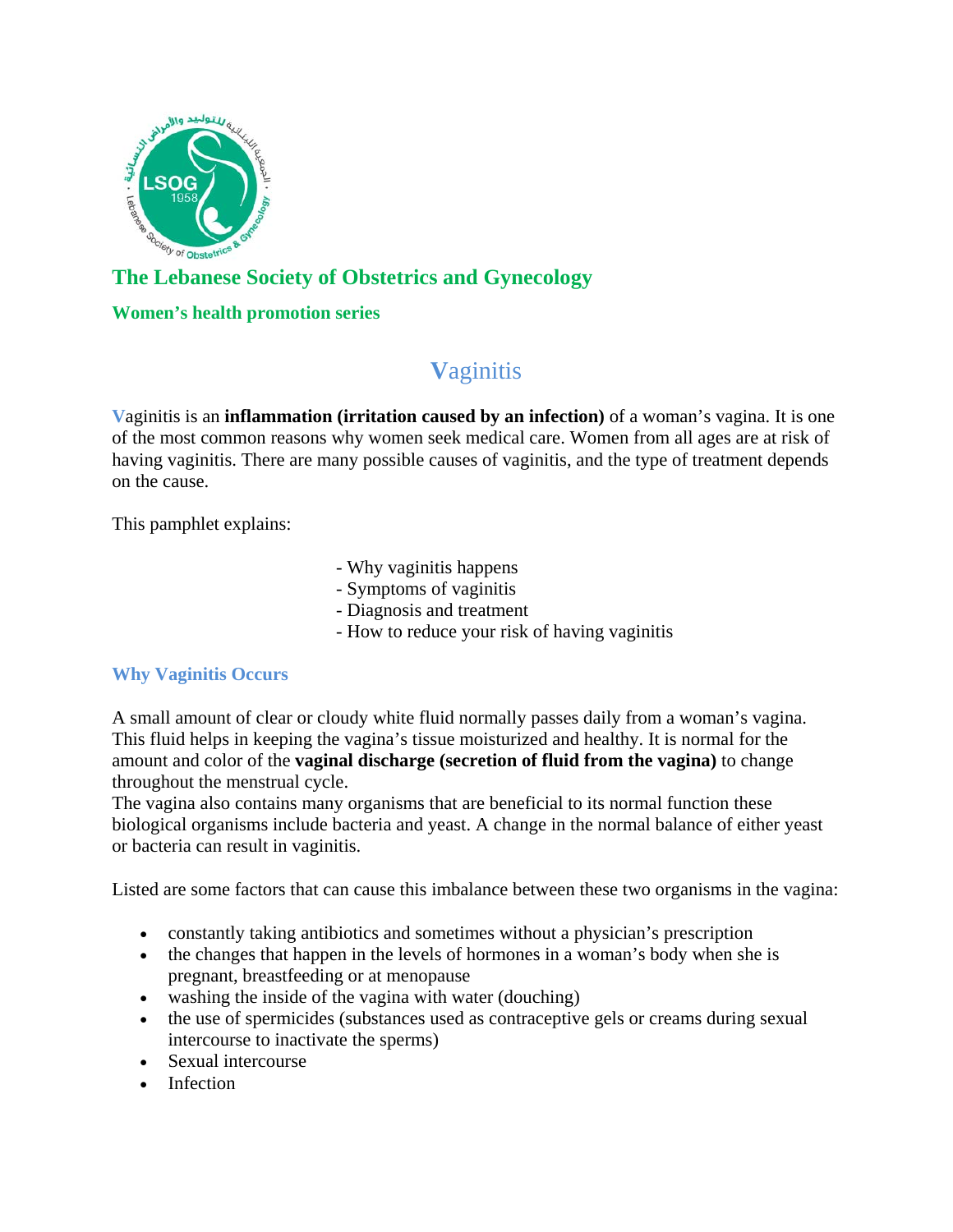## The Lebanese Society of Obstetrics and Gynecology

### Women's health promotion series

# Vaginitis

Vaginitis is an **inflammation (irritation caused by an infection)** of a woman's vagina. It is one of the most common reasons why women seek medical care. Women from all ages are at risk of having vaginitis. There are many possible causes of vaginitis, and the type of treatment depends on the cause.

This pamphlet explains:

- Why vaginitis happens
- Symptoms of vaginitis
- Diagnosis and treatment
- How to reduce your risk of having vaginitis

## Why Vaginitis Occurs

A small amount of clear or cloudy white fluid normally passes daily from a woman's vagina. This fluid helps in keeping the vagina's tissue moisturized and healthy. It is normal for the amount and color of the **vaginal discharge (secretion of fluid from the vagina)** to change throughout the menstrual cycle.

The vagina also contains many organisms that are beneficial to its normal function these biological organisms include bacteria and yeast. A change in the normal balance of either yeast or bacteria can result in vaginitis.

Listed are some factors that can cause this imbalance between these two organisms in the vagina:

- constantly taking antibiotics and sometimes without a physician's prescription
- the changes that happen in the levels of hormones in a woman's body when she is pregnant, breastfeeding or at menopause
- washing the inside of the vagina with water (douching)
- the use of spermicides (substances used as contraceptive gels or creams during sexual intercourse to inactivate the sperms)
- Sexual intercourse
- Infection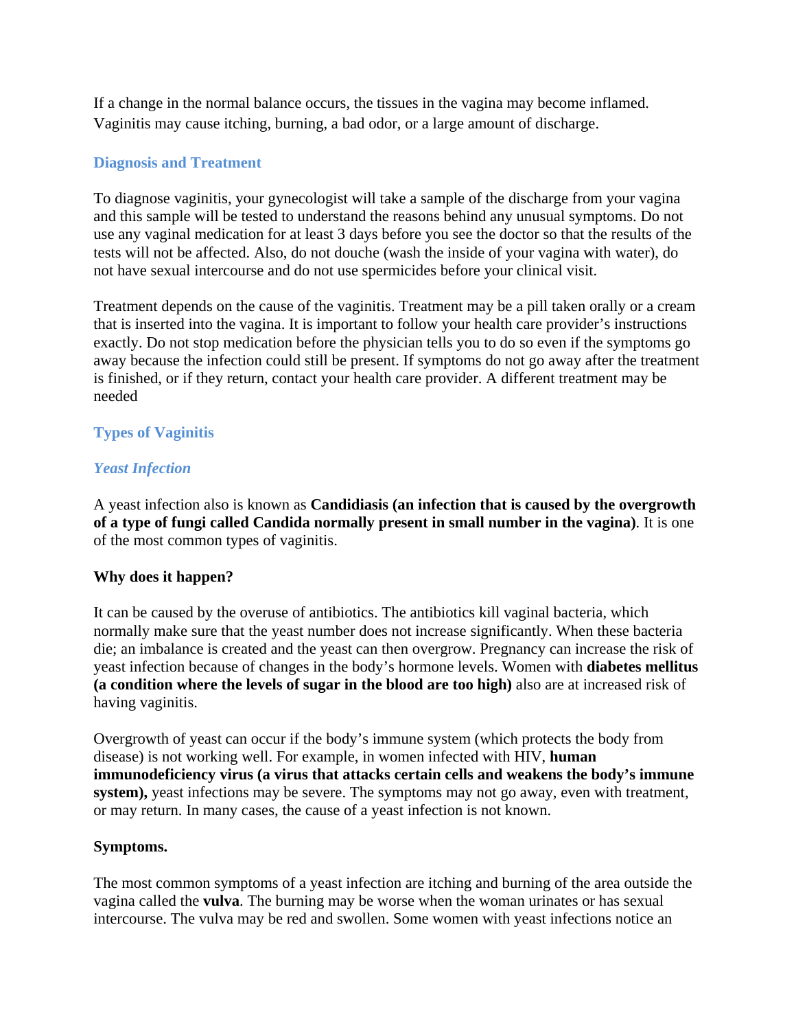If a change in the normal balance occurs, the tissues in the vagina may become inflamed. Vaginitis may cause itching, burning, a bad odor, or a large amount of discharge.

## Diagnosis and Treatment

To diagnose vaginitis, your gynecologist will take a sample of the discharge from your vagina and this sample will be tested to understand the reasons behind any unusual symptoms. Do not use any vaginal medication for at least 3 days before you see the doctor so that the results of the tests will not be affected. Also, do not douche (wash the inside of your vagina with water), do not have sexual intercourse and do not use spermicides before your clinical visit.

Treatment depends on the cause of the vaginitis. Treatment may be a pill taken orally or a cream that is inserted into the vagina. It is important to follow your health care provider's instructions exactly. Do not stop medication before the physician tells you to do so even if the symptoms go away because the infection could still be present. If symptoms do not go away after the treatment is finished, or if they return, contact your health care provider. A different treatment may be needed

## Types of Vaginitis

### *Yeast Infection*

A yeast infection also is known as **Candidiasis (an infection that is caused by the overgrowth of a type of fungi called Candida normally present in small number in the vagina)**. It is one of the most common types of vaginitis.

**Why does it happen?**

It can be caused by the overuse of antibiotics. The antibiotics kill vaginal bacteria, which normally make sure that the yeast number does not increase significantly. When these bacteria die; an imbalance is created and the yeast can then overgrow. Pregnancy can increase the risk of yeast infection because of changes in the body's hormone levels. Women with **diabetes mellitus (a condition where the levels of sugar in the blood are too high)** also are at increased risk of having vaginitis.

Overgrowth of yeast can occur if the body's immune system (which protects the body from disease) is not working well. For example, in women infected with HIV, **human immunodeficiency virus (a virus that attacks certain cells and weakens the body's immune system),** yeast infections may be severe. The symptoms may not go away, even with treatment, or may return. In many cases, the cause of a yeast infection is not known.

**Symptoms.**

The most common symptoms of a yeast infection are itching and burning of the area outside the vagina called the **vulva**. The burning may be worse when the woman urinates or has sexual intercourse. The vulva may be red and swollen. Some women with yeast infections notice an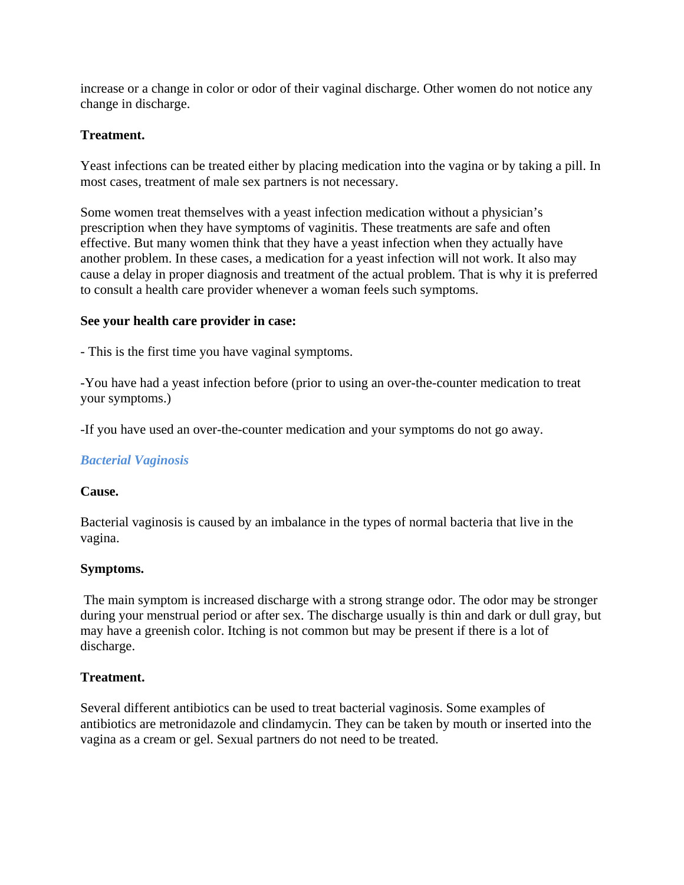increase or a change in color or odor of their vaginal discharge. Other women do not notice any change in discharge.

**Treatment.**

Yeast infections can be treated either by placing medication into the vagina or by taking a pill. In most cases, treatment of male sex partners is not necessary.

Some women treat themselves with a yeast infection medication without a physician's prescription when they have symptoms of vaginitis. These treatments are safe and often effective. But many women think that they have a yeast infection when they actually have another problem. In these cases, a medication for a yeast infection will not work. It also may cause a delay in proper diagnosis and treatment of the actual problem. That is why it is preferred to consult a health care provider whenever a woman feels such symptoms.

**See your health care provider in case:**

- This is the first time you have vaginal symptoms.

-You have had a yeast infection before (prior to using an over-the-counter medication to treat your symptoms.)

-If you have used an over-the-counter medication and your symptoms do not go away.

### ***Bacterial Vaginosis***

**Cause.**

Bacterial vaginosis is caused by an imbalance in the types of normal bacteria that live in the vagina.

**Symptoms.**

The main symptom is increased discharge with a strong strange odor. The odor may be stronger during your menstrual period or after sex. The discharge usually is thin and dark or dull gray, but may have a greenish color. Itching is not common but may be present if there is a lot of discharge.

**Treatment.**

Several different antibiotics can be used to treat bacterial vaginosis. Some examples of antibiotics are metronidazole and clindamycin. They can be taken by mouth or inserted into the vagina as a cream or gel. Sexual partners do not need to be treated.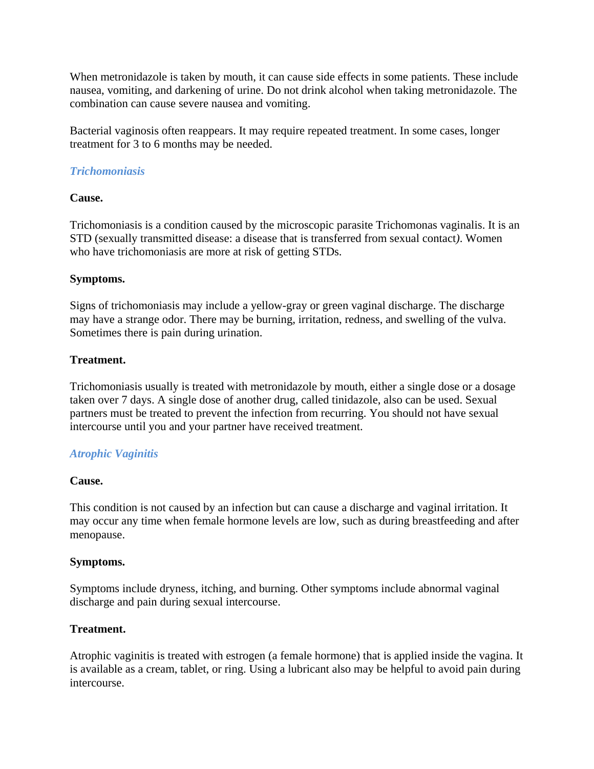When metronidazole is taken by mouth, it can cause side effects in some patients. These include nausea, vomiting, and darkening of urine. Do not drink alcohol when taking metronidazole. The combination can cause severe nausea and vomiting.

Bacterial vaginosis often reappears. It may require repeated treatment. In some cases, longer treatment for 3 to 6 months may be needed.

### *Trichomoniasis*

**Cause.**

Trichomoniasis is a condition caused by the microscopic parasite Trichomonas vaginalis. It is an STD (sexually transmitted disease: a disease that is transferred from sexual contact*)*. Women who have trichomoniasis are more at risk of getting STDs.

**Symptoms.**

Signs of trichomoniasis may include a yellow-gray or green vaginal discharge. The discharge may have a strange odor. There may be burning, irritation, redness, and swelling of the vulva. Sometimes there is pain during urination.

**Treatment.**

Trichomoniasis usually is treated with metronidazole by mouth, either a single dose or a dosage taken over 7 days. A single dose of another drug, called tinidazole, also can be used. Sexual partners must be treated to prevent the infection from recurring. You should not have sexual intercourse until you and your partner have received treatment.

### *Atrophic Vaginitis*

**Cause.**

This condition is not caused by an infection but can cause a discharge and vaginal irritation. It may occur any time when female hormone levels are low, such as during breastfeeding and after menopause.

**Symptoms.**

Symptoms include dryness, itching, and burning. Other symptoms include abnormal vaginal discharge and pain during sexual intercourse.

**Treatment.**

Atrophic vaginitis is treated with estrogen (a female hormone) that is applied inside the vagina. It is available as a cream, tablet, or ring. Using a lubricant also may be helpful to avoid pain during intercourse.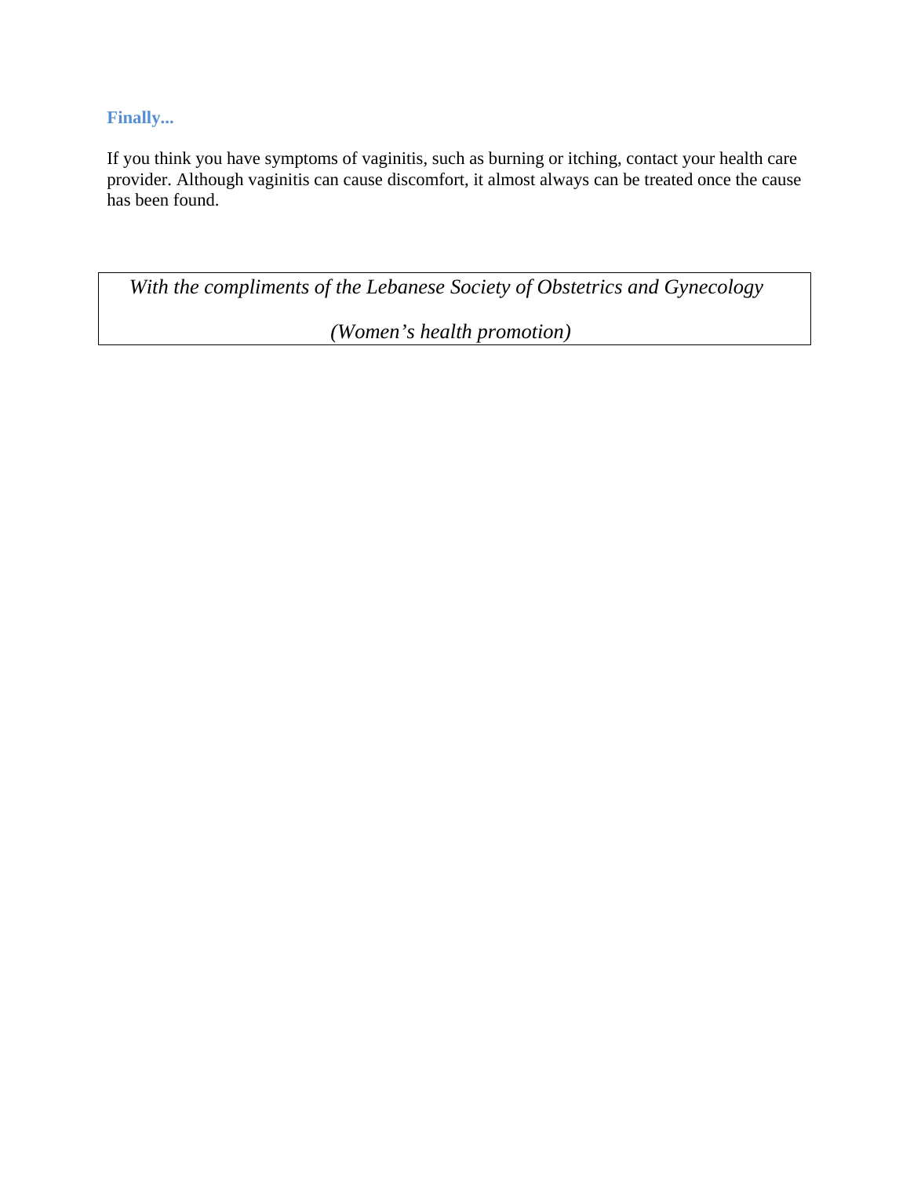### Finally...

If you think you have symptoms of vaginitis, such as burning or itching, contact your health care provider. Although vaginitis can cause discomfort, it almost always can be treated once the cause has been found.

*With the compliments of the Lebanese Society of Obstetrics and Gynecology*

*(Women's health promotion)*